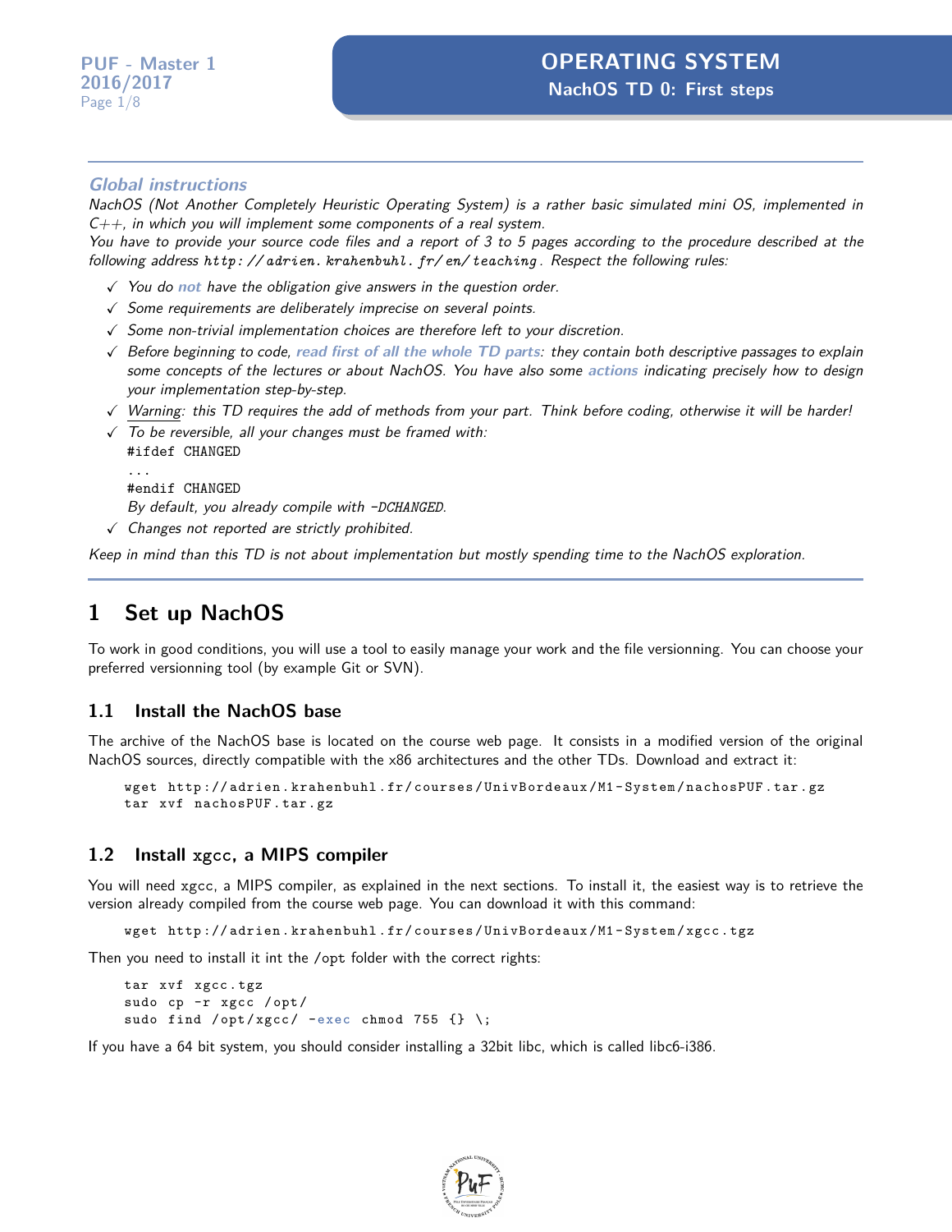# OPERATING SYSTEM
## NachOS TD 0: First steps

### *Global instructions*

*NachOS (Not Another Completely Heuristic Operating System) is a rather basic simulated mini OS, implemented in C++, in which you will implement some components of a real system.*
*You have to provide your source code files and a report of 3 to 5 pages according to the procedure described at the following address* `http://adrien.krahenbuhl.fr/en/teaching`*. Respect the following rules:*

- ✓ *You do **not** have the obligation give answers in the question order.*
- ✓ *Some requirements are deliberately imprecise on several points.*
- ✓ *Some non-trivial implementation choices are therefore left to your discretion.*
- ✓ *Before beginning to code, **read first of all the whole TD parts**: they contain both descriptive passages to explain some concepts of the lectures or about NachOS. You have also some **actions** indicating precisely how to design your implementation step-by-step.*
- ✓ *Warning: this TD requires the add of methods from your part. Think before coding, otherwise it will be harder!*
- ✓ *To be reversible, all your changes must be framed with:*
  ```
  #ifdef CHANGED
  ...
  #endif CHANGED
  ```
  *By default, you already compile with -DCHANGED.*
- ✓ *Changes not reported are strictly prohibited.*

*Keep in mind than this TD is not about implementation but mostly spending time to the NachOS exploration.*

## 1 Set up NachOS

To work in good conditions, you will use a tool to easily manage your work and the file versionning. You can choose your preferred versionning tool (by example Git or SVN).

### 1.1 Install the NachOS base

The archive of the NachOS base is located on the course web page. It consists in a modified version of the original NachOS sources, directly compatible with the x86 architectures and the other TDs. Download and extract it:

```
wget http://adrien.krahenbuhl.fr/courses/UnivBordeaux/M1-System/nachosPUF.tar.gz
tar xvf nachosPUF.tar.gz
```

### 1.2 Install `xgcc`, a MIPS compiler

You will need xgcc, a MIPS compiler, as explained in the next sections. To install it, the easiest way is to retrieve the version already compiled from the course web page. You can download it with this command:

```
wget http://adrien.krahenbuhl.fr/courses/UnivBordeaux/M1-System/xgcc.tgz
```

Then you need to install it int the /opt folder with the correct rights:

```
tar xvf xgcc.tgz
sudo cp -r xgcc /opt/
sudo find /opt/xgcc/ -exec chmod 755 {} \;
```

If you have a 64 bit system, you should consider installing a 32bit libc, which is called libc6-i386.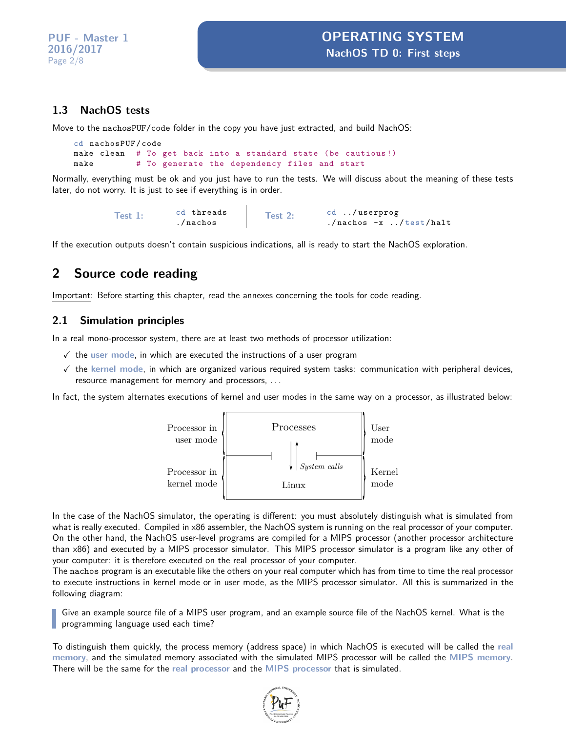### 1.3 NachOS tests

Move to the nachosPUF/code folder in the copy you have just extracted, and build NachOS:

```
cd nachosPUF/code
make clean   # To get back into a standard state (be cautious!)
make         # To generate the dependency files and start
```

Normally, everything must be ok and you just have to run the tests. We will discuss about the meaning of these tests later, do not worry. It is just to see if everything is in order.

**Test 1:**

```
cd threads
./nachos
```

**Test 2:**

```
cd ../userprog
./nachos -x ../test/halt
```

If the execution outputs doesn't contain suspicious indications, all is ready to start the NachOS exploration.

## 2 Source code reading

Important: Before starting this chapter, read the annexes concerning the tools for code reading.

### 2.1 Simulation principles

In a real mono-processor system, there are at least two methods of processor utilization:

- ✓ the **user mode**, in which are executed the instructions of a user program
- ✓ the **kernel mode**, in which are organized various required system tasks: communication with peripheral devices, resource management for memory and processors, ...

In fact, the system alternates executions of kernel and user modes in the same way on a processor, as illustrated below:

| Processor in user mode | Processes | User mode |
|---|---|---|
| | ↓↑ *System calls* | |
| Processor in kernel mode | Linux | Kernel mode |

In the case of the NachOS simulator, the operating is different: you must absolutely distinguish what is simulated from what is really executed. Compiled in x86 assembler, the NachOS system is running on the real processor of your computer. On the other hand, the NachOS user-level programs are compiled for a MIPS processor (another processor architecture than x86) and executed by a MIPS processor simulator. This MIPS processor simulator is a program like any other of your computer: it is therefore executed on the real processor of your computer.
The nachos program is an executable like the others on your real computer which has from time to time the real processor to execute instructions in kernel mode or in user mode, as the MIPS processor simulator. All this is summarized in the following diagram:

> Give an example source file of a MIPS user program, and an example source file of the NachOS kernel. What is the programming language used each time?

To distinguish them quickly, the process memory (address space) in which NachOS is executed will be called the **real memory**, and the simulated memory associated with the simulated MIPS processor will be called the **MIPS memory**. There will be the same for the **real processor** and the **MIPS processor** that is simulated.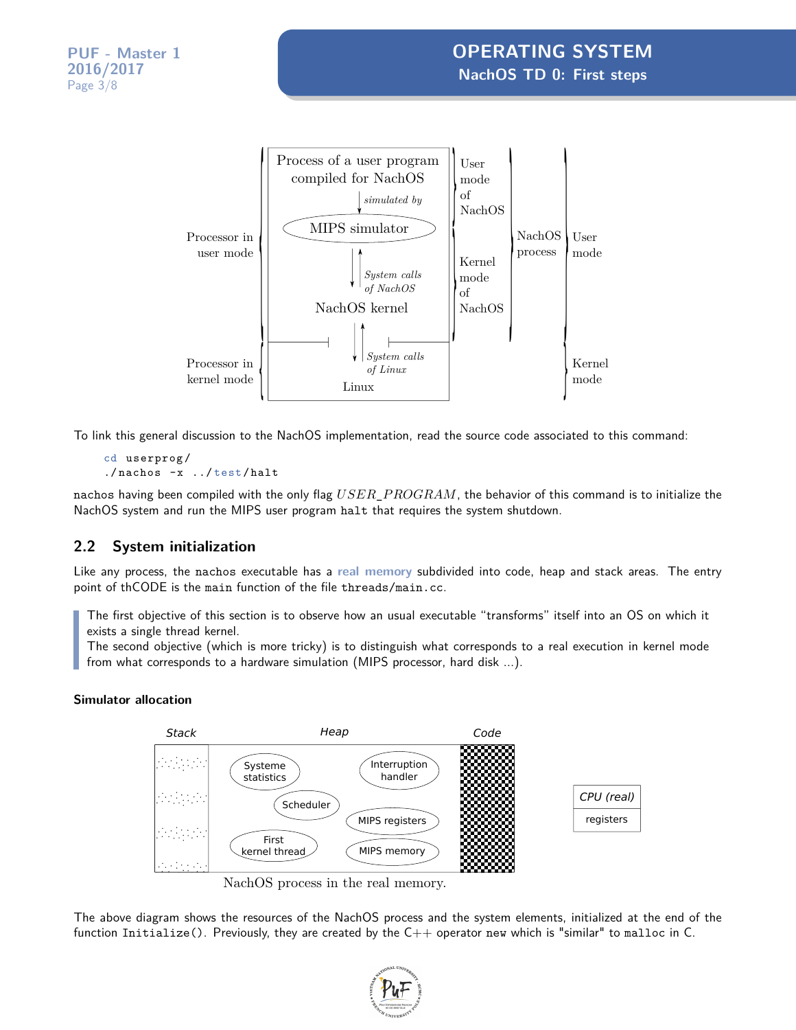To link this general discussion to the NachOS implementation, read the source code associated to this command:

```
cd userprog/
./nachos -x ../test/halt
```

nachos having been compiled with the only flag $USER\_PROGRAM$, the behavior of this command is to initialize the NachOS system and run the MIPS user program halt that requires the system shutdown.

## 2.2 System initialization

Like any process, the nachos executable has a **real memory** subdivided into code, heap and stack areas. The entry point of thCODE is the main function of the file threads/main.cc.

> The first objective of this section is to observe how an usual executable "transforms" itself into an OS on which it exists a single thread kernel.
> The second objective (which is more tricky) is to distinguish what corresponds to a real execution in kernel mode from what corresponds to a hardware simulation (MIPS processor, hard disk ...).

#### Simulator allocation

NachOS process in the real memory.

The above diagram shows the resources of the NachOS process and the system elements, initialized at the end of the function Initialize(). Previously, they are created by the C++ operator new which is "similar" to malloc in C.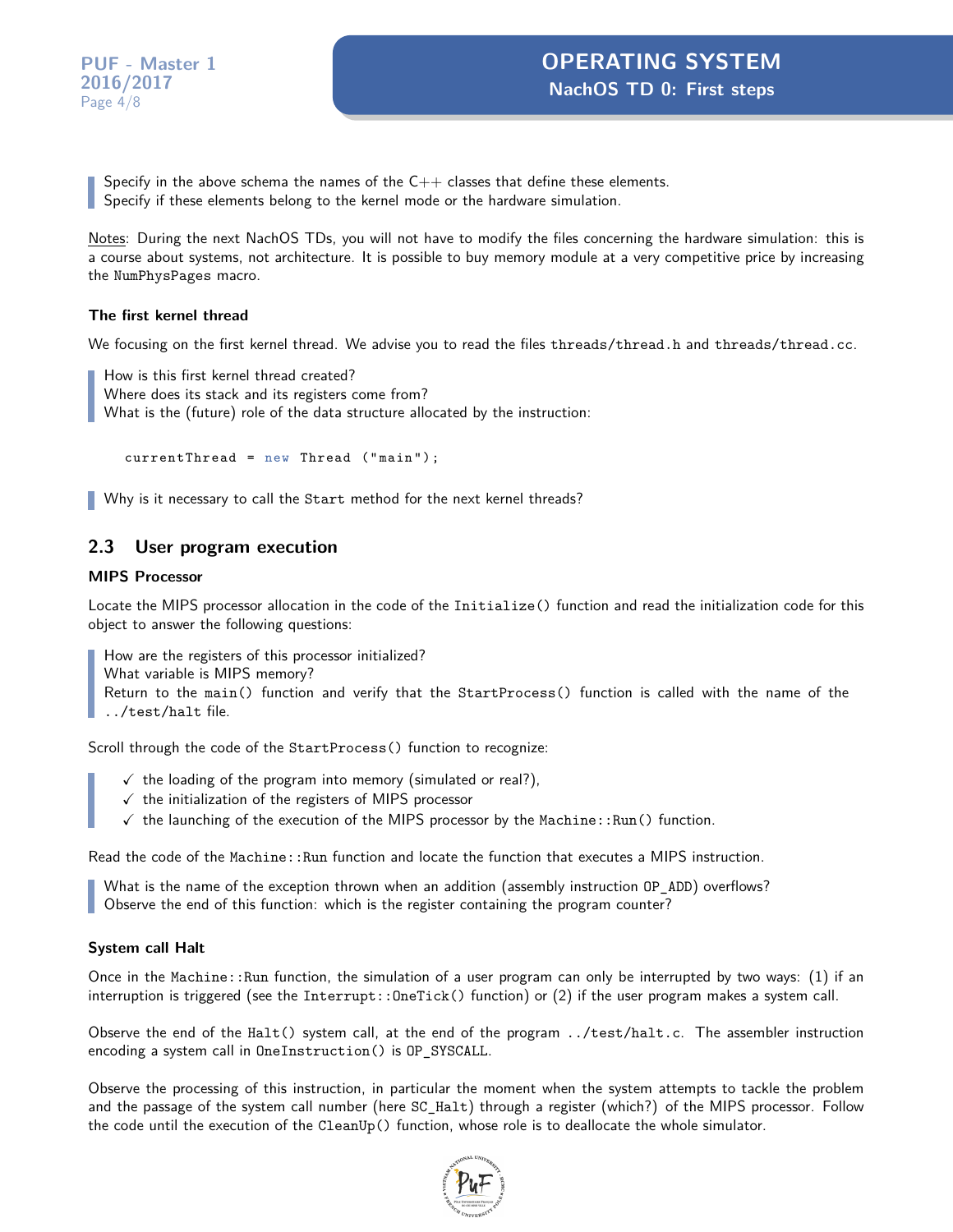> Specify in the above schema the names of the C++ classes that define these elements.
> Specify if these elements belong to the kernel mode or the hardware simulation.

Notes: During the next NachOS TDs, you will not have to modify the files concerning the hardware simulation: this is a course about systems, not architecture. It is possible to buy memory module at a very competitive price by increasing the NumPhysPages macro.

### The first kernel thread

We focusing on the first kernel thread. We advise you to read the files threads/thread.h and threads/thread.cc.

> How is this first kernel thread created?
> Where does its stack and its registers come from?
> What is the (future) role of the data structure allocated by the instruction:

```
currentThread = new Thread ("main");
```

> Why is it necessary to call the Start method for the next kernel threads?

## 2.3 User program execution

### MIPS Processor

Locate the MIPS processor allocation in the code of the Initialize() function and read the initialization code for this object to answer the following questions:

> How are the registers of this processor initialized?
> What variable is MIPS memory?
> Return to the main() function and verify that the StartProcess() function is called with the name of the ../test/halt file.

Scroll through the code of the StartProcess() function to recognize:

> - ✓ the loading of the program into memory (simulated or real?),
> - ✓ the initialization of the registers of MIPS processor
> - ✓ the launching of the execution of the MIPS processor by the Machine::Run() function.

Read the code of the Machine::Run function and locate the function that executes a MIPS instruction.

> What is the name of the exception thrown when an addition (assembly instruction OP_ADD) overflows?
> Observe the end of this function: which is the register containing the program counter?

### System call Halt

Once in the Machine::Run function, the simulation of a user program can only be interrupted by two ways: (1) if an interruption is triggered (see the Interrupt::OneTick() function) or (2) if the user program makes a system call.

Observe the end of the Halt() system call, at the end of the program ../test/halt.c. The assembler instruction encoding a system call in OneInstruction() is OP_SYSCALL.

Observe the processing of this instruction, in particular the moment when the system attempts to tackle the problem and the passage of the system call number (here SC_Halt) through a register (which?) of the MIPS processor. Follow the code until the execution of the CleanUp() function, whose role is to deallocate the whole simulator.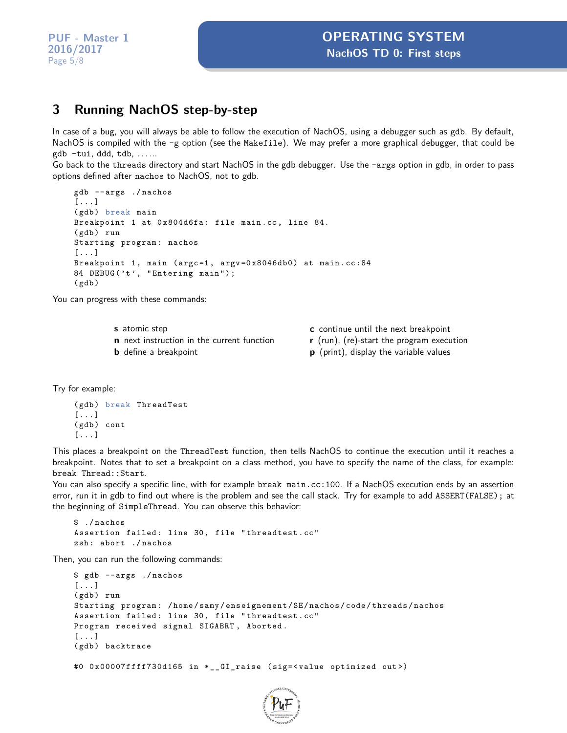## 3 Running NachOS step-by-step

In case of a bug, you will always be able to follow the execution of NachOS, using a debugger such as gdb. By default, NachOS is compiled with the -g option (see the Makefile). We may prefer a more graphical debugger, that could be gdb -tui, ddd, tdb, . . . ...
Go back to the threads directory and start NachOS in the gdb debugger. Use the -args option in gdb, in order to pass options defined after nachos to NachOS, not to gdb.

```
gdb --args ./nachos
[...]
(gdb) break main
Breakpoint 1 at 0x804d6fa: file main.cc, line 84.
(gdb) run
Starting program: nachos
[...]
Breakpoint 1, main (argc=1, argv=0x8046db0) at main.cc:84
84 DEBUG('t', "Entering main");
(gdb)
```

You can progress with these commands:

- **s** atomic step
- **n** next instruction in the current function
- **b** define a breakpoint
- **c** continue until the next breakpoint
- **r** (run), (re)-start the program execution
- **p** (print), display the variable values

Try for example:

```
(gdb) break ThreadTest
[...]
(gdb) cont
[...]
```

This places a breakpoint on the ThreadTest function, then tells NachOS to continue the execution until it reaches a breakpoint. Notes that to set a breakpoint on a class method, you have to specify the name of the class, for example: break Thread::Start.
You can also specify a specific line, with for example break main.cc:100. If a NachOS execution ends by an assertion error, run it in gdb to find out where is the problem and see the call stack. Try for example to add ASSERT(FALSE); at the beginning of SimpleThread. You can observe this behavior:

```
$ ./nachos
Assertion failed: line 30, file "threadtest.cc"
zsh: abort ./nachos
```

Then, you can run the following commands:

```
$ gdb --args ./nachos
[...]
(gdb) run
Starting program: /home/samy/enseignement/SE/nachos/code/threads/nachos
Assertion failed: line 30, file "threadtest.cc"
Program received signal SIGABRT, Aborted.
[...]
(gdb) backtrace

#0 0x00007ffff730d165 in *__GI_raise (sig=<value optimized out>)
```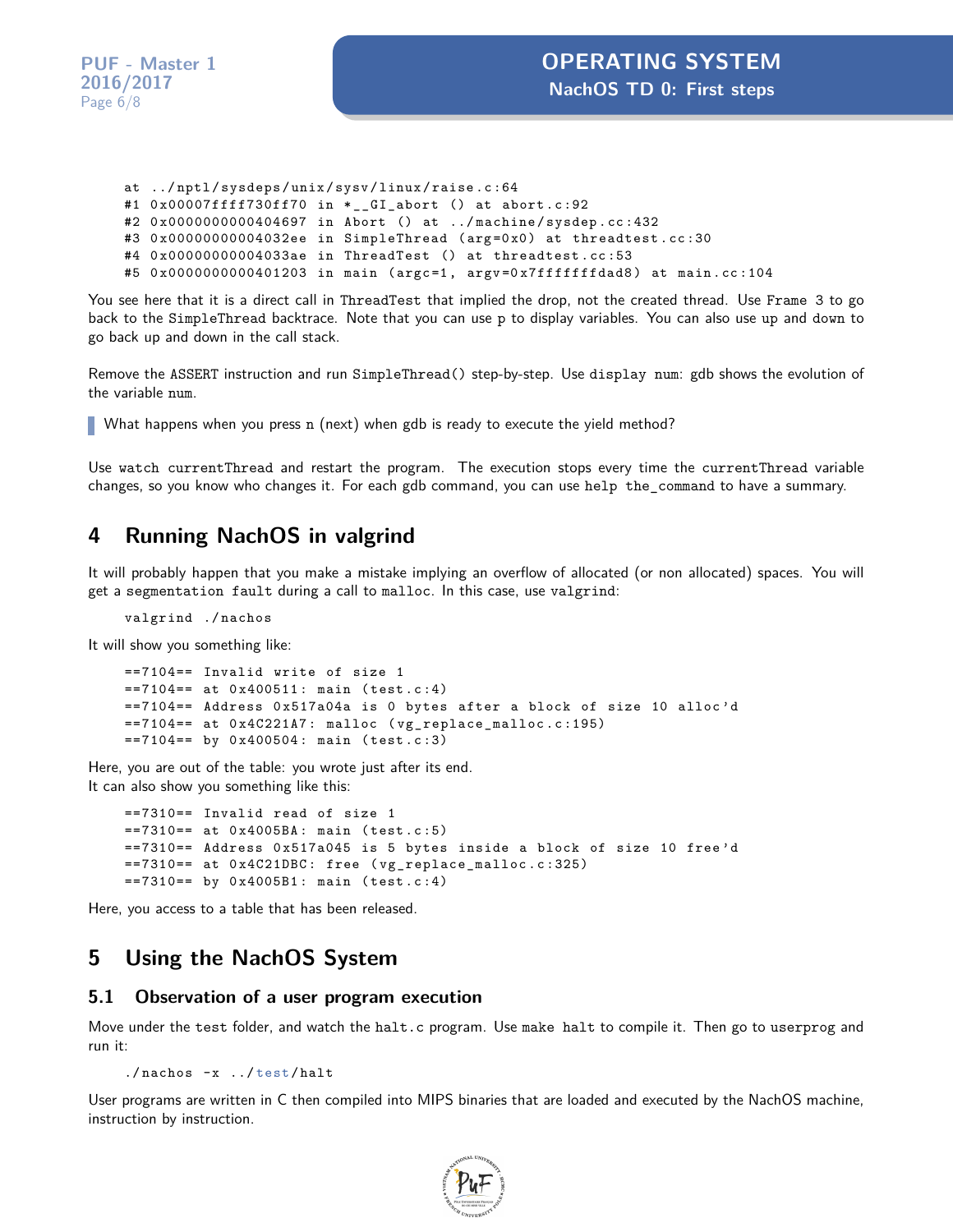```
at ../nptl/sysdeps/unix/sysv/linux/raise.c:64
#1 0x00007ffff730ff70 in *__GI_abort () at abort.c:92
#2 0x0000000000404697 in Abort () at ../machine/sysdep.cc:432
#3 0x00000000004032ee in SimpleThread (arg=0x0) at threadtest.cc:30
#4 0x00000000004033ae in ThreadTest () at threadtest.cc:53
#5 0x0000000000401203 in main (argc=1, argv=0x7fffffffdad8) at main.cc:104
```

You see here that it is a direct call in ThreadTest that implied the drop, not the created thread. Use Frame 3 to go back to the SimpleThread backtrace. Note that you can use p to display variables. You can also use up and down to go back up and down in the call stack.

Remove the ASSERT instruction and run SimpleThread() step-by-step. Use display num: gdb shows the evolution of the variable num.

> What happens when you press n (next) when gdb is ready to execute the yield method?

Use watch currentThread and restart the program. The execution stops every time the currentThread variable changes, so you know who changes it. For each gdb command, you can use help the_command to have a summary.

## 4 Running NachOS in valgrind

It will probably happen that you make a mistake implying an overflow of allocated (or non allocated) spaces. You will get a segmentation fault during a call to malloc. In this case, use valgrind:

```
valgrind ./nachos
```

It will show you something like:

```
==7104== Invalid write of size 1
==7104== at 0x400511: main (test.c:4)
==7104== Address 0x517a04a is 0 bytes after a block of size 10 alloc'd
==7104== at 0x4C221A7: malloc (vg_replace_malloc.c:195)
==7104== by 0x400504: main (test.c:3)
```

Here, you are out of the table: you wrote just after its end.
It can also show you something like this:

```
==7310== Invalid read of size 1
==7310== at 0x4005BA: main (test.c:5)
==7310== Address 0x517a045 is 5 bytes inside a block of size 10 free'd
==7310== at 0x4C21DBC: free (vg_replace_malloc.c:325)
==7310== by 0x4005B1: main (test.c:4)
```

Here, you access to a table that has been released.

## 5 Using the NachOS System

### 5.1 Observation of a user program execution

Move under the test folder, and watch the halt.c program. Use make halt to compile it. Then go to userprog and run it:

```
./nachos -x ../test/halt
```

User programs are written in C then compiled into MIPS binaries that are loaded and executed by the NachOS machine, instruction by instruction.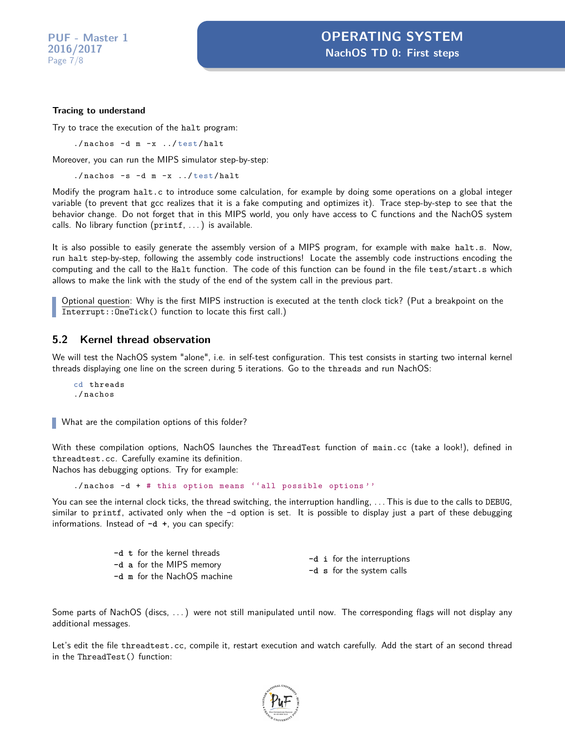**Tracing to understand**

Try to trace the execution of the halt program:

```
./nachos -d m -x ../test/halt
```

Moreover, you can run the MIPS simulator step-by-step:

```
./nachos -s -d m -x ../test/halt
```

Modify the program `halt.c` to introduce some calculation, for example by doing some operations on a global integer variable (to prevent that gcc realizes that it is a fake computing and optimizes it). Trace step-by-step to see that the behavior change. Do not forget that in this MIPS world, you only have access to C functions and the NachOS system calls. No library function (`printf`, ...) is available.

It is also possible to easily generate the assembly version of a MIPS program, for example with `make halt.s`. Now, run `halt` step-by-step, following the assembly code instructions! Locate the assembly code instructions encoding the computing and the call to the `Halt` function. The code of this function can be found in the file `test/start.s` which allows to make the link with the study of the end of the system call in the previous part.

> Optional question: Why is the first MIPS instruction is executed at the tenth clock tick? (Put a breakpoint on the `Interrupt::OneTick()` function to locate this first call.)

## 5.2 Kernel thread observation

We will test the NachOS system "alone", i.e. in self-test configuration. This test consists in starting two internal kernel threads displaying one line on the screen during 5 iterations. Go to the threads and run NachOS:

```
cd threads
./nachos
```

> What are the compilation options of this folder?

With these compilation options, NachOS launches the `ThreadTest` function of `main.cc` (take a look!), defined in `threadtest.cc`. Carefully examine its definition.
Nachos has debugging options. Try for example:

```
./nachos -d + # this option means ''all possible options''
```

You can see the internal clock ticks, the thread switching, the interruption handling, ... This is due to the calls to `DEBUG`, similar to `printf`, activated only when the `-d` option is set. It is possible to display just a part of these debugging informations. Instead of `-d +`, you can specify:

- `-d t` for the kernel threads
- `-d a` for the MIPS memory
- `-d m` for the NachOS machine
- `-d i` for the interruptions
- `-d s` for the system calls

Some parts of NachOS (discs, ...) were not still manipulated until now. The corresponding flags will not display any additional messages.

Let's edit the file `threadtest.cc`, compile it, restart execution and watch carefully. Add the start of an second thread in the `ThreadTest()` function: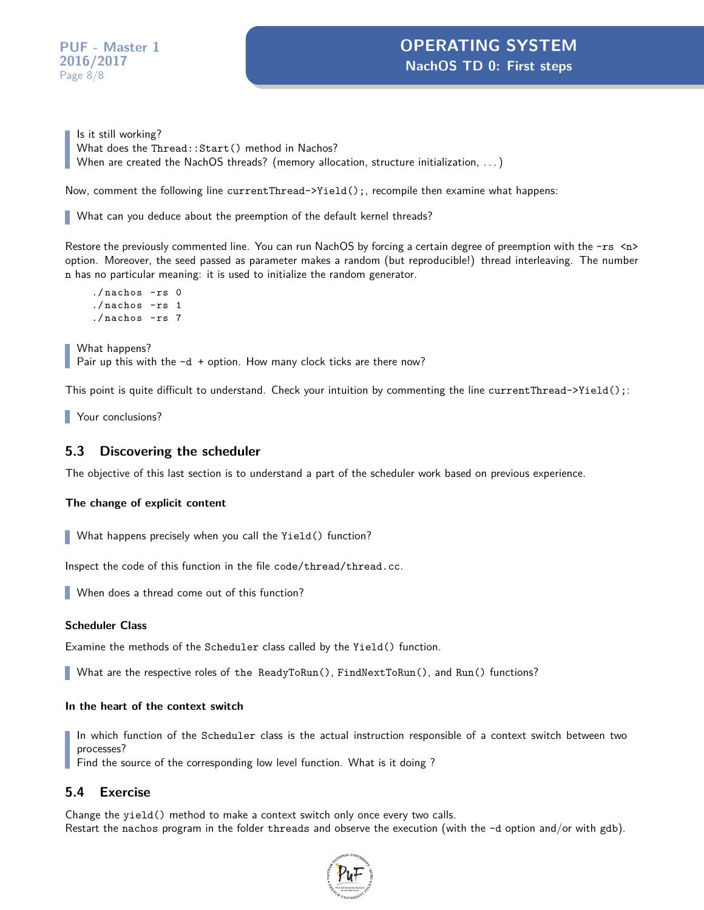> Is it still working?
> What does the `Thread::Start()` method in Nachos?
> When are created the NachOS threads? (memory allocation, structure initialization, ...)

Now, comment the following line `currentThread->Yield();`, recompile then examine what happens:

> What can you deduce about the preemption of the default kernel threads?

Restore the previously commented line. You can run NachOS by forcing a certain degree of preemption with the `-rs <n>` option. Moreover, the seed passed as parameter makes a random (but reproducible!) thread interleaving. The number `n` has no particular meaning: it is used to initialize the random generator.

```
./nachos -rs 0
./nachos -rs 1
./nachos -rs 7
```

> What happens?
> Pair up this with the `-d +` option. How many clock ticks are there now?

This point is quite difficult to understand. Check your intuition by commenting the line `currentThread->Yield();`:

> Your conclusions?

## 5.3 Discovering the scheduler

The objective of this last section is to understand a part of the scheduler work based on previous experience.

#### The change of explicit content

> What happens precisely when you call the `Yield()` function?

Inspect the code of this function in the file `code/thread/thread.cc`.

> When does a thread come out of this function?

#### Scheduler Class

Examine the methods of the `Scheduler` class called by the `Yield()` function.

> What are the respective roles of the `ReadyToRun()`, `FindNextToRun()`, and `Run()` functions?

#### In the heart of the context switch

> In which function of the `Scheduler` class is the actual instruction responsible of a context switch between two processes?
> Find the source of the corresponding low level function. What is it doing ?

## 5.4 Exercise

Change the `yield()` method to make a context switch only once every two calls.
Restart the `nachos` program in the folder `threads` and observe the execution (with the `-d` option and/or with `gdb`).